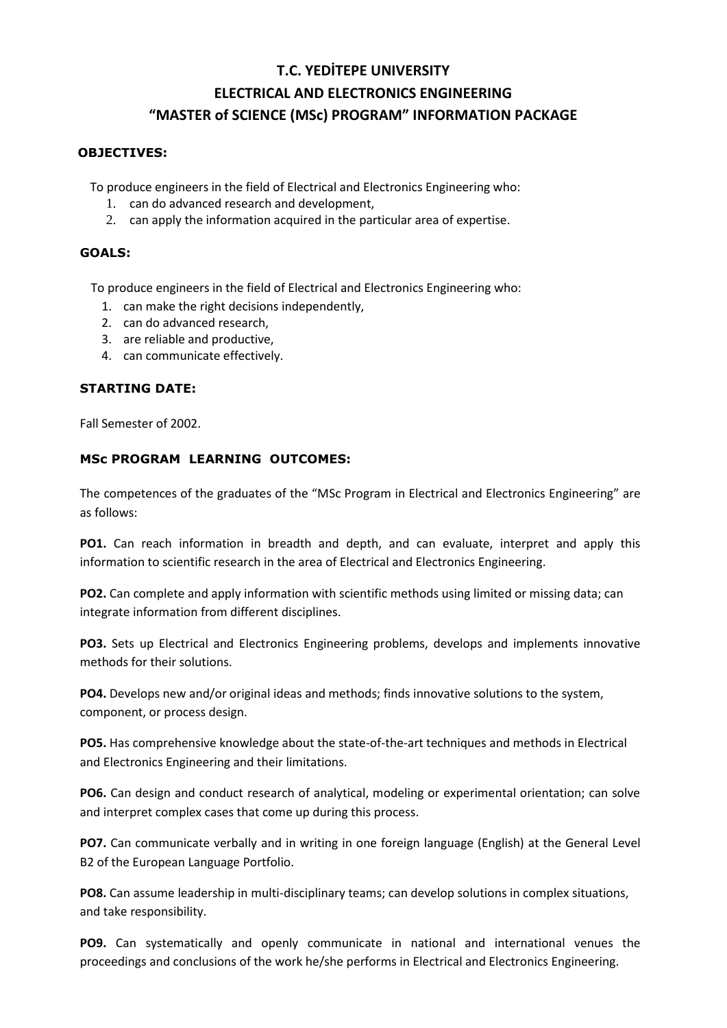# T.C. YEDİTEPE UNIVERSITY
# ELECTRICAL AND ELECTRONICS ENGINEERING
# "MASTER of SCIENCE (MSc) PROGRAM" INFORMATION PACKAGE

## OBJECTIVES:

To produce engineers in the field of Electrical and Electronics Engineering who:

1. can do advanced research and development,
2. can apply the information acquired in the particular area of expertise.

## GOALS:

To produce engineers in the field of Electrical and Electronics Engineering who:

1. can make the right decisions independently,
2. can do advanced research,
3. are reliable and productive,
4. can communicate effectively.

## STARTING DATE:

Fall Semester of 2002.

## MSc PROGRAM LEARNING OUTCOMES:

The competences of the graduates of the "MSc Program in Electrical and Electronics Engineering" are as follows:

**PO1.** Can reach information in breadth and depth, and can evaluate, interpret and apply this information to scientific research in the area of Electrical and Electronics Engineering.

**PO2.** Can complete and apply information with scientific methods using limited or missing data; can integrate information from different disciplines.

**PO3.** Sets up Electrical and Electronics Engineering problems, develops and implements innovative methods for their solutions.

**PO4.** Develops new and/or original ideas and methods; finds innovative solutions to the system, component, or process design.

**PO5.** Has comprehensive knowledge about the state-of-the-art techniques and methods in Electrical and Electronics Engineering and their limitations.

**PO6.** Can design and conduct research of analytical, modeling or experimental orientation; can solve and interpret complex cases that come up during this process.

**PO7.** Can communicate verbally and in writing in one foreign language (English) at the General Level B2 of the European Language Portfolio.

**PO8.** Can assume leadership in multi-disciplinary teams; can develop solutions in complex situations, and take responsibility.

**PO9.** Can systematically and openly communicate in national and international venues the proceedings and conclusions of the work he/she performs in Electrical and Electronics Engineering.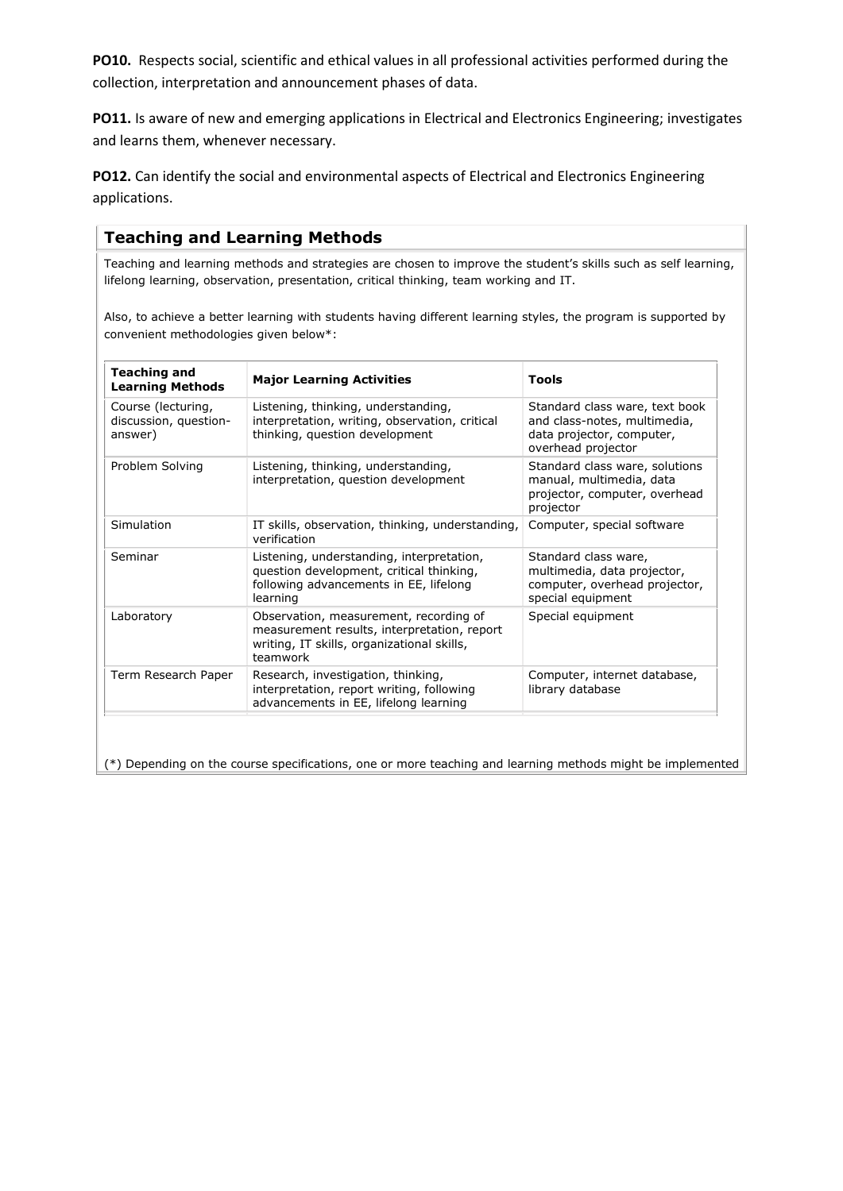**PO10.** Respects social, scientific and ethical values in all professional activities performed during the collection, interpretation and announcement phases of data.

**PO11.** Is aware of new and emerging applications in Electrical and Electronics Engineering; investigates and learns them, whenever necessary.

**PO12.** Can identify the social and environmental aspects of Electrical and Electronics Engineering applications.

## Teaching and Learning Methods

Teaching and learning methods and strategies are chosen to improve the student's skills such as self learning, lifelong learning, observation, presentation, critical thinking, team working and IT.

Also, to achieve a better learning with students having different learning styles, the program is supported by convenient methodologies given below*:

| Teaching and Learning Methods | Major Learning Activities | Tools |
|---|---|---|
| Course (lecturing, discussion, question-answer) | Listening, thinking, understanding, interpretation, writing, observation, critical thinking, question development | Standard class ware, text book and class-notes, multimedia, data projector, computer, overhead projector |
| Problem Solving | Listening, thinking, understanding, interpretation, question development | Standard class ware, solutions manual, multimedia, data projector, computer, overhead projector |
| Simulation | IT skills, observation, thinking, understanding, verification | Computer, special software |
| Seminar | Listening, understanding, interpretation, question development, critical thinking, following advancements in EE, lifelong learning | Standard class ware, multimedia, data projector, computer, overhead projector, special equipment |
| Laboratory | Observation, measurement, recording of measurement results, interpretation, report writing, IT skills, organizational skills, teamwork | Special equipment |
| Term Research Paper | Research, investigation, thinking, interpretation, report writing, following advancements in EE, lifelong learning | Computer, internet database, library database |

(*) Depending on the course specifications, one or more teaching and learning methods might be implemented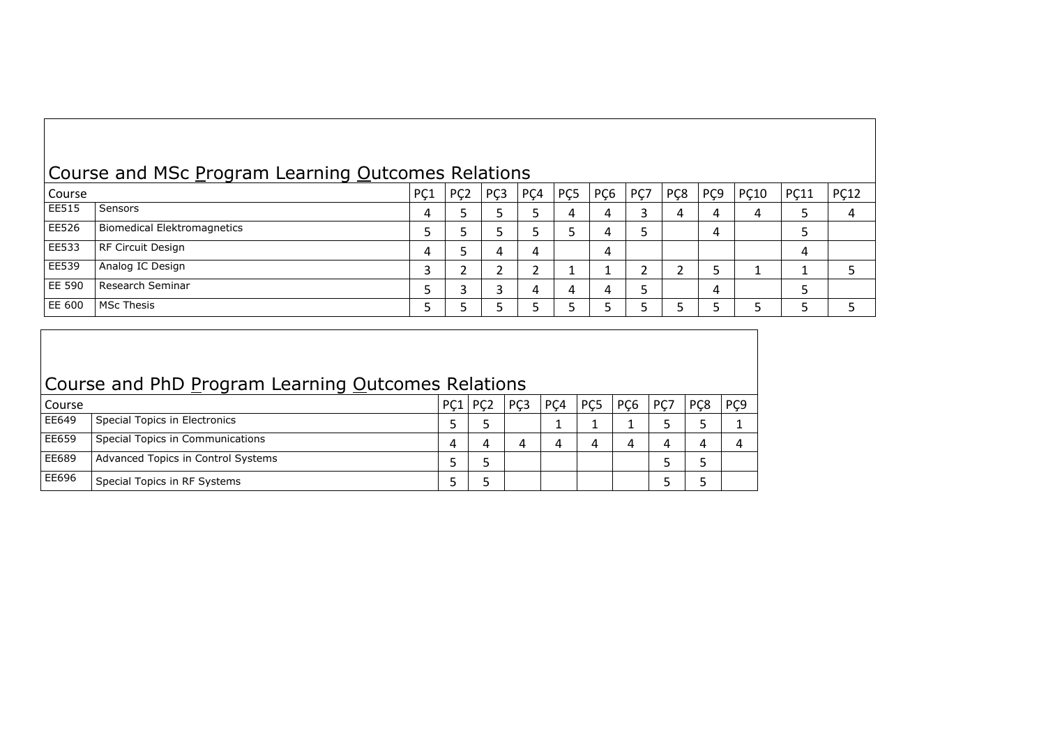## Course and MSc Program Learning Outcomes Relations

| Course | | PÇ1 | PÇ2 | PÇ3 | PÇ4 | PÇ5 | PÇ6 | PÇ7 | PÇ8 | PÇ9 | PÇ10 | PÇ11 | PÇ12 |
|---|---|---|---|---|---|---|---|---|---|---|---|---|---|
| EE515 | Sensors | 4 | 5 | 5 | 5 | 4 | 4 | 3 | 4 | 4 | 4 | 5 | 4 |
| EE526 | Biomedical Elektromagnetics | 5 | 5 | 5 | 5 | 5 | 4 | 5 | | 4 | | 5 | |
| EE533 | RF Circuit Design | 4 | 5 | 4 | 4 | | 4 | | | | | 4 | |
| EE539 | Analog IC Design | 3 | 2 | 2 | 2 | 1 | 1 | 2 | 2 | 5 | 1 | 1 | 5 |
| EE 590 | Research Seminar | 5 | 3 | 3 | 4 | 4 | 4 | 5 | | 4 | | 5 | |
| EE 600 | MSc Thesis | 5 | 5 | 5 | 5 | 5 | 5 | 5 | 5 | 5 | 5 | 5 | 5 |

## Course and PhD Program Learning Outcomes Relations

| Course | | PÇ1 | PÇ2 | PÇ3 | PÇ4 | PÇ5 | PÇ6 | PÇ7 | PÇ8 | PÇ9 |
|---|---|---|---|---|---|---|---|---|---|---|
| EE649 | Special Topics in Electronics | 5 | 5 | | 1 | 1 | 1 | 5 | 5 | 1 |
| EE659 | Special Topics in Communications | 4 | 4 | 4 | 4 | 4 | 4 | 4 | 4 | 4 |
| EE689 | Advanced Topics in Control Systems | 5 | 5 | | | | | 5 | 5 | |
| EE696 | Special Topics in RF Systems | 5 | 5 | | | | | 5 | 5 | |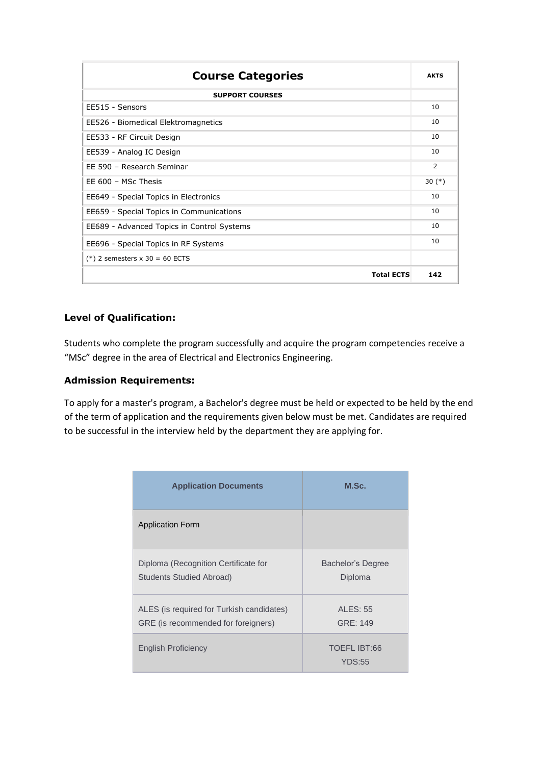| Course Categories | AKTS |
|---|---|
| **SUPPORT COURSES** | |
| EE515 - Sensors | 10 |
| EE526 - Biomedical Elektromagnetics | 10 |
| EE533 - RF Circuit Design | 10 |
| EE539 - Analog IC Design | 10 |
| EE 590 – Research Seminar | 2 |
| EE 600 – MSc Thesis | 30 (*) |
| EE649 - Special Topics in Electronics | 10 |
| EE659 - Special Topics in Communications | 10 |
| EE689 - Advanced Topics in Control Systems | 10 |
| EE696 - Special Topics in RF Systems | 10 |
| (*) 2 semesters x 30 = 60 ECTS | |
| **Total ECTS** | **142** |

### Level of Qualification:

Students who complete the program successfully and acquire the program competencies receive a "MSc" degree in the area of Electrical and Electronics Engineering.

### Admission Requirements:

To apply for a master's program, a Bachelor's degree must be held or expected to be held by the end of the term of application and the requirements given below must be met. Candidates are required to be successful in the interview held by the department they are applying for.

| Application Documents | M.Sc. |
|---|---|
| Application Form | |
| Diploma (Recognition Certificate for Students Studied Abroad) | Bachelor's Degree Diploma |
| ALES (is required for Turkish candidates) GRE (is recommended for foreigners) | ALES: 55 GRE: 149 |
| English Proficiency | TOEFL IBT:66 YDS:55 |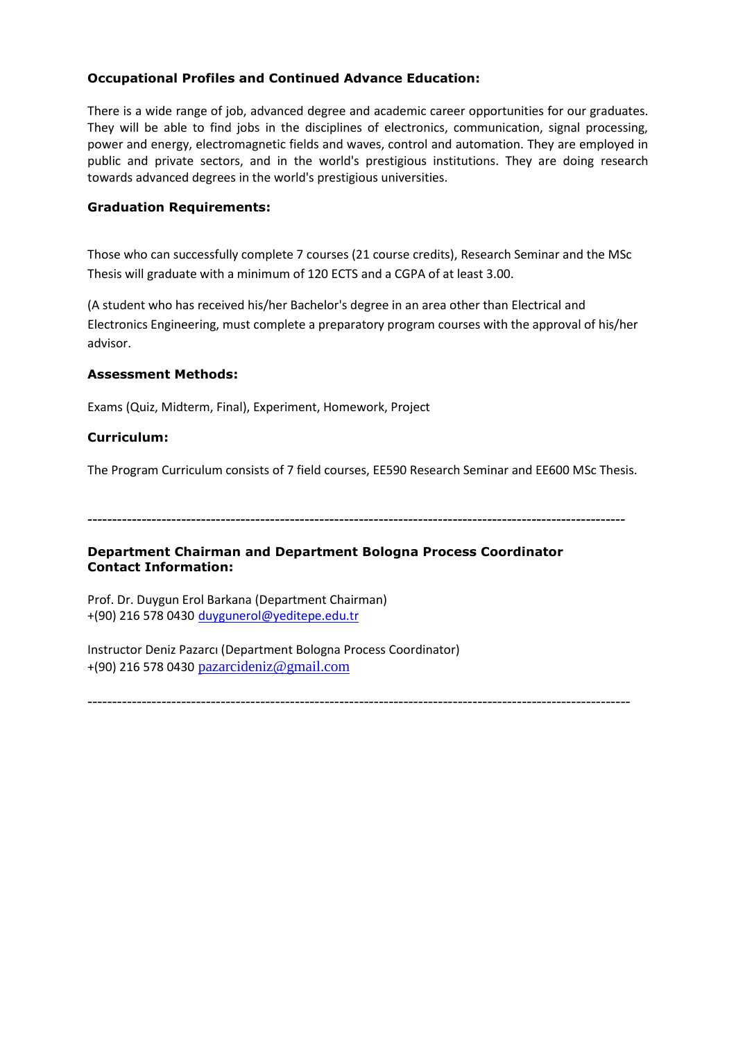**Occupational Profiles and Continued Advance Education:**

There is a wide range of job, advanced degree and academic career opportunities for our graduates. They will be able to find jobs in the disciplines of electronics, communication, signal processing, power and energy, electromagnetic fields and waves, control and automation. They are employed in public and private sectors, and in the world's prestigious institutions. They are doing research towards advanced degrees in the world's prestigious universities.

**Graduation Requirements:**

Those who can successfully complete 7 courses (21 course credits), Research Seminar and the MSc Thesis will graduate with a minimum of 120 ECTS and a CGPA of at least 3.00.

(A student who has received his/her Bachelor's degree in an area other than Electrical and Electronics Engineering, must complete a preparatory program courses with the approval of his/her advisor.

**Assessment Methods:**

Exams (Quiz, Midterm, Final), Experiment, Homework, Project

**Curriculum:**

The Program Curriculum consists of 7 field courses, EE590 Research Seminar and EE600 MSc Thesis.

---

**Department Chairman and Department Bologna Process Coordinator Contact Information:**

Prof. Dr. Duygun Erol Barkana (Department Chairman)
+(90) 216 578 0430 duygunerol@yeditepe.edu.tr

Instructor Deniz Pazarcı (Department Bologna Process Coordinator)
+(90) 216 578 0430 pazarcideniz@gmail.com

---